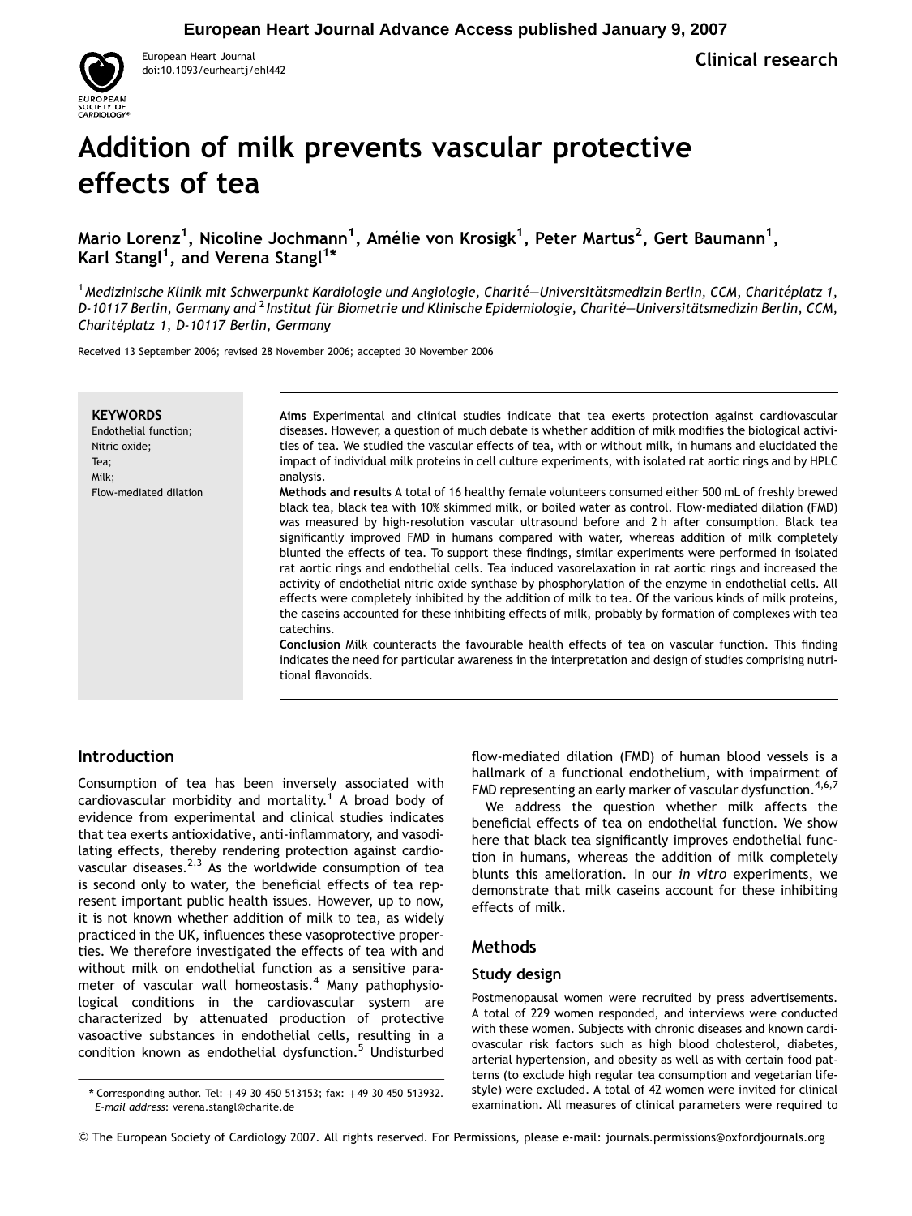European Heart Journal Advance Access published January 9, 2007

European Heart Journal
doi:10.1093/eurheartj/ehl442

Clinical research

# Addition of milk prevents vascular protective effects of tea

**Mario Lorenz[1], Nicoline Jochmann[1], Amélie von Krosigk[1], Peter Martus[2], Gert Baumann[1], Karl Stangl[1], and Verena Stangl[1*]**

[1] *Medizinische Klinik mit Schwerpunkt Kardiologie und Angiologie, Charité—Universitätsmedizin Berlin, CCM, Charitéplatz 1, D-10117 Berlin, Germany and* [2] *Institut für Biometrie und Klinische Epidemiologie, Charité—Universitätsmedizin Berlin, CCM, Charitéplatz 1, D-10117 Berlin, Germany*

Received 13 September 2006; revised 28 November 2006; accepted 30 November 2006

**KEYWORDS**
Endothelial function;
Nitric oxide;
Tea;
Milk;
Flow-mediated dilation

**Aims** Experimental and clinical studies indicate that tea exerts protection against cardiovascular diseases. However, a question of much debate is whether addition of milk modifies the biological activities of tea. We studied the vascular effects of tea, with or without milk, in humans and elucidated the impact of individual milk proteins in cell culture experiments, with isolated rat aortic rings and by HPLC analysis.

**Methods and results** A total of 16 healthy female volunteers consumed either 500 mL of freshly brewed black tea, black tea with 10% skimmed milk, or boiled water as control. Flow-mediated dilation (FMD) was measured by high-resolution vascular ultrasound before and 2 h after consumption. Black tea significantly improved FMD in humans compared with water, whereas addition of milk completely blunted the effects of tea. To support these findings, similar experiments were performed in isolated rat aortic rings and endothelial cells. Tea induced vasorelaxation in rat aortic rings and increased the activity of endothelial nitric oxide synthase by phosphorylation of the enzyme in endothelial cells. All effects were completely inhibited by the addition of milk to tea. Of the various kinds of milk proteins, the caseins accounted for these inhibiting effects of milk, probably by formation of complexes with tea catechins.

**Conclusion** Milk counteracts the favourable health effects of tea on vascular function. This finding indicates the need for particular awareness in the interpretation and design of studies comprising nutritional flavonoids.

## Introduction

Consumption of tea has been inversely associated with cardiovascular morbidity and mortality.[1] A broad body of evidence from experimental and clinical studies indicates that tea exerts antioxidative, anti-inflammatory, and vasodilating effects, thereby rendering protection against cardiovascular diseases.[2,3] As the worldwide consumption of tea is second only to water, the beneficial effects of tea represent important public health issues. However, up to now, it is not known whether addition of milk to tea, as widely practiced in the UK, influences these vasoprotective properties. We therefore investigated the effects of tea with and without milk on endothelial function as a sensitive parameter of vascular wall homeostasis.[4] Many pathophysiological conditions in the cardiovascular system are characterized by attenuated production of protective vasoactive substances in endothelial cells, resulting in a condition known as endothelial dysfunction.[5] Undisturbed flow-mediated dilation (FMD) of human blood vessels is a hallmark of a functional endothelium, with impairment of FMD representing an early marker of vascular dysfunction.[4,6,7]

We address the question whether milk affects the beneficial effects of tea on endothelial function. We show here that black tea significantly improves endothelial function in humans, whereas the addition of milk completely blunts this amelioration. In our *in vitro* experiments, we demonstrate that milk caseins account for these inhibiting effects of milk.

## Methods

### Study design

Postmenopausal women were recruited by press advertisements. A total of 229 women responded, and interviews were conducted with these women. Subjects with chronic diseases and known cardiovascular risk factors such as high blood cholesterol, diabetes, arterial hypertension, and obesity as well as with certain food patterns (to exclude high regular tea consumption and vegetarian lifestyle) were excluded. A total of 42 women were invited for clinical examination. All measures of clinical parameters were required to

\* Corresponding author. Tel: +49 30 450 513153; fax: +49 30 450 513932. *E-mail address*: verena.stangl@charite.de

© The European Society of Cardiology 2007. All rights reserved. For Permissions, please e-mail: journals.permissions@oxfordjournals.org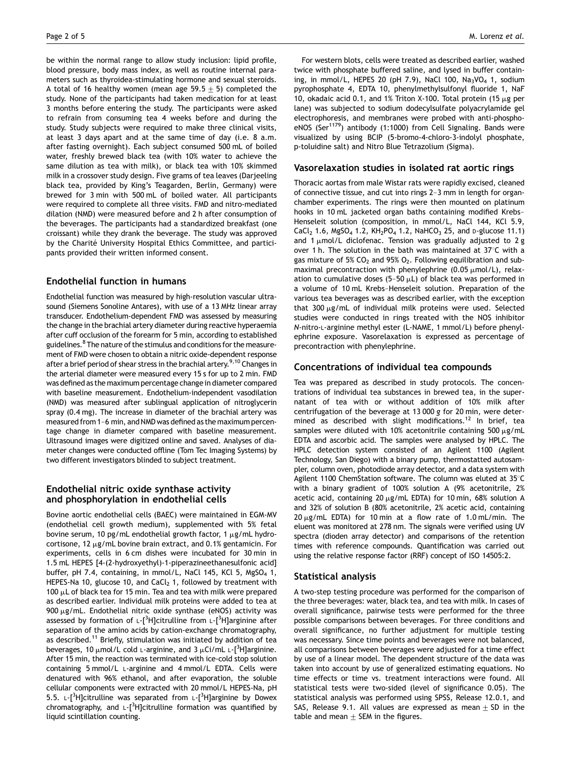be within the normal range to allow study inclusion: lipid profile, blood pressure, body mass index, as well as routine internal parameters such as thyroidea-stimulating hormone and sexual steroids. A total of 16 healthy women (mean age $59.5 \pm 5$) completed the study. None of the participants had taken medication for at least 3 months before entering the study. The participants were asked to refrain from consuming tea 4 weeks before and during the study. Study subjects were required to make three clinical visits, at least 3 days apart and at the same time of day (i.e. 8 a.m. after fasting overnight). Each subject consumed 500 mL of boiled water, freshly brewed black tea (with 10% water to achieve the same dilution as tea with milk), or black tea with 10% skimmed milk in a crossover study design. Five grams of tea leaves (Darjeeling black tea, provided by King's Teagarden, Berlin, Germany) were brewed for 3 min with 500 mL of boiled water. All participants were required to complete all three visits. FMD and nitro-mediated dilation (NMD) were measured before and 2 h after consumption of the beverages. The participants had a standardized breakfast (one croissant) while they drank the beverage. The study was approved by the Charité University Hospital Ethics Committee, and participants provided their written informed consent.

## Endothelial function in humans

Endothelial function was measured by high-resolution vascular ultrasound (Siemens Sonoline Antares), with use of a 13 MHz linear array transducer. Endothelium-dependent FMD was assessed by measuring the change in the brachial artery diameter during reactive hyperaemia after cuff occlusion of the forearm for 5 min, according to established guidelines.[8] The nature of the stimulus and conditions for the measurement of FMD were chosen to obtain a nitric oxide-dependent response after a brief period of shear stress in the brachial artery.[9,10] Changes in the arterial diameter were measured every 15 s for up to 2 min. FMD was defined as the maximum percentage change in diameter compared with baseline measurement. Endothelium-independent vasodilation (NMD) was measured after sublingual application of nitroglycerin spray (0.4 mg). The increase in diameter of the brachial artery was measured from 1–6 min, and NMD was defined as the maximum percentage change in diameter compared with baseline measurement. Ultrasound images were digitized online and saved. Analyses of diameter changes were conducted offline (Tom Tec Imaging Systems) by two different investigators blinded to subject treatment.

## Endothelial nitric oxide synthase activity and phosphorylation in endothelial cells

Bovine aortic endothelial cells (BAEC) were maintained in EGM-MV (endothelial cell growth medium), supplemented with 5% fetal bovine serum, 10 pg/mL endothelial growth factor, 1 μg/mL hydrocortisone, 12 μg/mL bovine brain extract, and 0.1% gentamicin. For experiments, cells in 6 cm dishes were incubated for 30 min in 1.5 mL HEPES [4-(2-hydroxyethyl)-1-piperazineethanesulfonic acid] buffer, pH 7.4, containing, in mmol/L, NaCl 145, KCl 5, $MgSO_4$ 1, HEPES-Na 10, glucose 10, and $CaCl_2$ 1, followed by treatment with 100 μL of black tea for 15 min. Tea and tea with milk were prepared as described earlier. Individual milk proteins were added to tea at 900 μg/mL. Endothelial nitric oxide synthase (eNOS) activity was assessed by formation of L-[$^3$H]citrulline from L-[$^3$H]arginine after separation of the amino acids by cation-exchange chromatography, as described.[11] Briefly, stimulation was initiated by addition of tea beverages, 10 μmol/L cold L-arginine, and 3 μCi/mL L-[$^3$H]arginine. After 15 min, the reaction was terminated with ice-cold stop solution containing 5 mmol/L L-arginine and 4 mmol/L EDTA. Cells were denatured with 96% ethanol, and after evaporation, the soluble cellular components were extracted with 20 mmol/L HEPES-Na, pH 5.5. L-[$^3$H]citrulline was separated from L-[$^3$H]arginine by Dowex chromatography, and L-[$^3$H]citrulline formation was quantified by liquid scintillation counting.

For western blots, cells were treated as described earlier, washed twice with phosphate buffered saline, and lysed in buffer containing, in mmol/L, HEPES 20 (pH 7.9), NaCl 100, $Na_3VO_4$ 1, sodium pyrophosphate 4, EDTA 10, phenylmethylsulfonyl fluoride 1, NaF 10, okadaic acid 0.1, and 1% Triton X-100. Total protein (15 μg per lane) was subjected to sodium dodecylsulfate polyacrylamide gel electrophoresis, and membranes were probed with anti-phospho-eNOS (Ser$^{1179}$) antibody (1:1000) from Cell Signaling. Bands were visualized by using BCIP (5-bromo-4-chloro-3-indolyl phosphate, p-toluidine salt) and Nitro Blue Tetrazolium (Sigma).

## Vasorelaxation studies in isolated rat aortic rings

Thoracic aortas from male Wistar rats were rapidly excised, cleaned of connective tissue, and cut into rings 2–3 mm in length for organ-chamber experiments. The rings were then mounted on platinum hooks in 10 mL jacketed organ baths containing modified Krebs–Henseleit solution (composition, in mmol/L, NaCl 144, KCl 5.9, $CaCl_2$ 1.6, $MgSO_4$ 1.2, $KH_2PO_4$ 1.2, $NaHCO_3$ 25, and D-glucose 11.1) and 1 μmol/L diclofenac. Tension was gradually adjusted to 2 g over 1 h. The solution in the bath was maintained at 37°C with a gas mixture of 5% $CO_2$ and 95% $O_2$. Following equilibration and submaximal precontraction with phenylephrine (0.05 μmol/L), relaxation to cumulative doses (5–50 μL) of black tea was performed in a volume of 10 mL Krebs–Henseleit solution. Preparation of the various tea beverages was as described earlier, with the exception that 300 μg/mL of individual milk proteins were used. Selected studies were conducted in rings treated with the NOS inhibitor *N*-nitro-L-arginine methyl ester (L-NAME, 1 mmol/L) before phenylephrine exposure. Vasorelaxation is expressed as percentage of precontraction with phenylephrine.

## Concentrations of individual tea compounds

Tea was prepared as described in study protocols. The concentrations of individual tea substances in brewed tea, in the supernatant of tea with or without addition of 10% milk after centrifugation of the beverage at 13 000 *g* for 20 min, were determined as described with slight modifications.[12] In brief, tea samples were diluted with 10% acetonitrile containing 500 μg/mL EDTA and ascorbic acid. The samples were analysed by HPLC. The HPLC detection system consisted of an Agilent 1100 (Agilent Technology, San Diego) with a binary pump, thermostatted autosampler, column oven, photodiode array detector, and a data system with Agilent 1100 ChemStation software. The column was eluted at 35°C with a binary gradient of 100% solution A (9% acetonitrile, 2% acetic acid, containing 20 μg/mL EDTA) for 10 min, 68% solution A and 32% of solution B (80% acetonitrile, 2% acetic acid, containing 20 μg/mL EDTA) for 10 min at a flow rate of 1.0 mL/min. The eluent was monitored at 278 nm. The signals were verified using UV spectra (dioden array detector) and comparisons of the retention times with reference compounds. Quantification was carried out using the relative response factor (RRF) concept of ISO 14505:2.

## Statistical analysis

A two-step testing procedure was performed for the comparison of the three beverages: water, black tea, and tea with milk. In cases of overall significance, pairwise tests were performed for the three possible comparisons between beverages. For three conditions and overall significance, no further adjustment for multiple testing was necessary. Since time points and beverages were not balanced, all comparisons between beverages were adjusted for a time effect by use of a linear model. The dependent structure of the data was taken into account by use of generalized estimating equations. No time effects or time vs. treatment interactions were found. All statistical tests were two-sided (level of significance 0.05). The statistical analysis was performed using SPSS, Release 12.0.1, and SAS, Release 9.1. All values are expressed as mean $\pm$ SD in the table and mean $\pm$ SEM in the figures.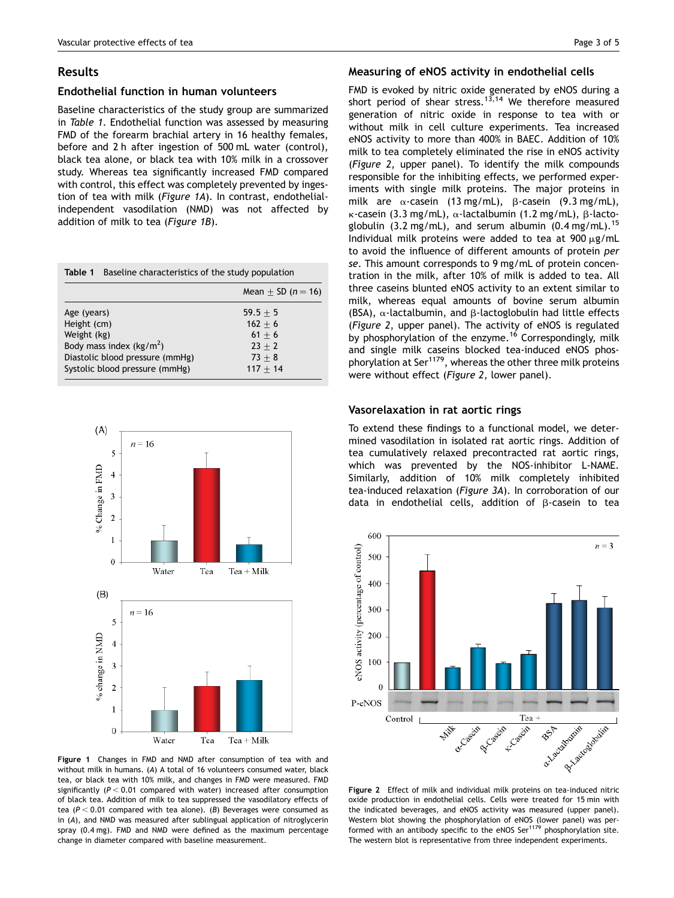## Results

### Endothelial function in human volunteers

Baseline characteristics of the study group are summarized in *Table 1*. Endothelial function was assessed by measuring FMD of the forearm brachial artery in 16 healthy females, before and 2 h after ingestion of 500 mL water (control), black tea alone, or black tea with 10% milk in a crossover study. Whereas tea significantly increased FMD compared with control, this effect was completely prevented by ingestion of tea with milk (*Figure 1A*). In contrast, endothelial-independent vasodilation (NMD) was not affected by addition of milk to tea (*Figure 1B*).

**Table 1** Baseline characteristics of the study population

| | Mean ± SD ($n = 16$) |
|---|---|
| Age (years) | 59.5 ± 5 |
| Height (cm) | 162 ± 6 |
| Weight (kg) | 61 ± 6 |
| Body mass index (kg/m$^2$) | 23 ± 2 |
| Diastolic blood pressure (mmHg) | 73 ± 8 |
| Systolic blood pressure (mmHg) | 117 ± 14 |

**Figure 1** Changes in FMD and NMD after consumption of tea with and without milk in humans. (*A*) A total of 16 volunteers consumed water, black tea, or black tea with 10% milk, and changes in FMD were measured. FMD significantly ($P < 0.01$ compared with water) increased after consumption of black tea. Addition of milk to tea suppressed the vasodilatory effects of tea ($P < 0.01$ compared with tea alone). (*B*) Beverages were consumed as in (*A*), and NMD was measured after sublingual application of nitroglycerin spray (0.4 mg). FMD and NMD were defined as the maximum percentage change in diameter compared with baseline measurement.

### Measuring of eNOS activity in endothelial cells

FMD is evoked by nitric oxide generated by eNOS during a short period of shear stress.[13,14] We therefore measured generation of nitric oxide in response to tea with or without milk in cell culture experiments. Tea increased eNOS activity to more than 400% in BAEC. Addition of 10% milk to tea completely eliminated the rise in eNOS activity (*Figure 2*, upper panel). To identify the milk compounds responsible for the inhibiting effects, we performed experiments with single milk proteins. The major proteins in milk are α-casein (13 mg/mL), β-casein (9.3 mg/mL), κ-casein (3.3 mg/mL), α-lactalbumin (1.2 mg/mL), β-lactoglobulin (3.2 mg/mL), and serum albumin (0.4 mg/mL).[15] Individual milk proteins were added to tea at 900 μg/mL to avoid the influence of different amounts of protein *per se*. This amount corresponds to 9 mg/mL of protein concentration in the milk, after 10% of milk is added to tea. All three caseins blunted eNOS activity to an extent similar to milk, whereas equal amounts of bovine serum albumin (BSA), α-lactalbumin, and β-lactoglobulin had little effects (*Figure 2*, upper panel). The activity of eNOS is regulated by phosphorylation of the enzyme.[16] Correspondingly, milk and single milk caseins blocked tea-induced eNOS phosphorylation at Ser[1179], whereas the other three milk proteins were without effect (*Figure 2*, lower panel).

### Vasorelaxation in rat aortic rings

To extend these findings to a functional model, we determined vasodilation in isolated rat aortic rings. Addition of tea cumulatively relaxed precontracted rat aortic rings, which was prevented by the NOS-inhibitor L-NAME. Similarly, addition of 10% milk completely inhibited tea-induced relaxation (*Figure 3A*). In corroboration of our data in endothelial cells, addition of β-casein to tea

**Figure 2** Effect of milk and individual milk proteins on tea-induced nitric oxide production in endothelial cells. Cells were treated for 15 min with the indicated beverages, and eNOS activity was measured (upper panel). Western blot showing the phosphorylation of eNOS (lower panel) was performed with an antibody specific to the eNOS Ser[1179] phosphorylation site. The western blot is representative from three independent experiments.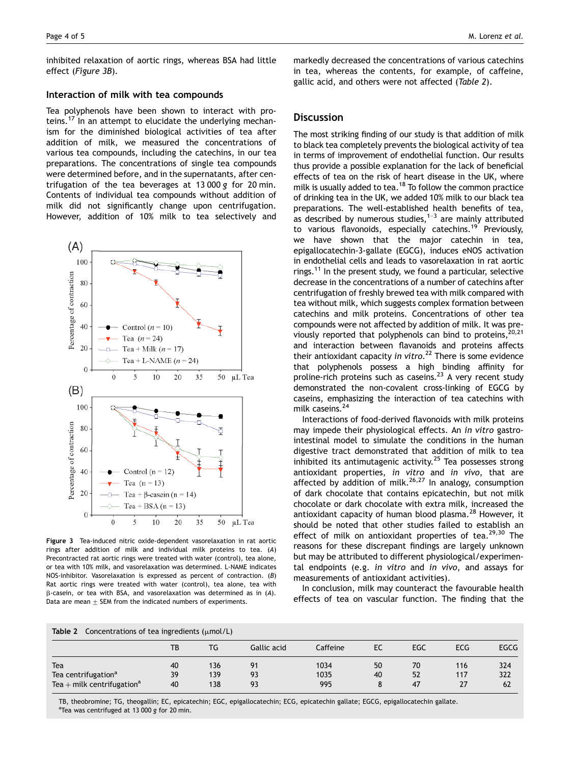inhibited relaxation of aortic rings, whereas BSA had little effect (*Figure 3B*).

### Interaction of milk with tea compounds

Tea polyphenols have been shown to interact with proteins.[17] In an attempt to elucidate the underlying mechanism for the diminished biological activities of tea after addition of milk, we measured the concentrations of various tea compounds, including the catechins, in our tea preparations. The concentrations of single tea compounds were determined before, and in the supernatants, after centrifugation of the tea beverages at 13 000 *g* for 20 min. Contents of individual tea compounds without addition of milk did not significantly change upon centrifugation. However, addition of 10% milk to tea selectively and markedly decreased the concentrations of various catechins in tea, whereas the contents, for example, of caffeine, gallic acid, and others were not affected (*Table 2*).

**Figure 3** Tea-induced nitric oxide-dependent vasorelaxation in rat aortic rings after addition of milk and individual milk proteins to tea. (*A*) Precontracted rat aortic rings were treated with water (control), tea alone, or tea with 10% milk, and vasorelaxation was determined. L-NAME indicates NOS-inhibitor. Vasorelaxation is expressed as percent of contraction. (*B*) Rat aortic rings were treated with water (control), tea alone, tea with β-casein, or tea with BSA, and vasorelaxation was determined as in (*A*). Data are mean ± SEM from the indicated numbers of experiments.

## Discussion

The most striking finding of our study is that addition of milk to black tea completely prevents the biological activity of tea in terms of improvement of endothelial function. Our results thus provide a possible explanation for the lack of beneficial effects of tea on the risk of heart disease in the UK, where milk is usually added to tea.[18] To follow the common practice of drinking tea in the UK, we added 10% milk to our black tea preparations. The well-established health benefits of tea, as described by numerous studies,[1–3] are mainly attributed to various flavonoids, especially catechins.[19] Previously, we have shown that the major catechin in tea, epigallocatechin-3-gallate (EGCG), induces eNOS activation in endothelial cells and leads to vasorelaxation in rat aortic rings.[11] In the present study, we found a particular, selective decrease in the concentrations of a number of catechins after centrifugation of freshly brewed tea with milk compared with tea without milk, which suggests complex formation between catechins and milk proteins. Concentrations of other tea compounds were not affected by addition of milk. It was previously reported that polyphenols can bind to proteins,[20,21] and interaction between flavanoids and proteins affects their antioxidant capacity *in vitro*.[22] There is some evidence that polyphenols possess a high binding affinity for proline-rich proteins such as caseins.[23] A very recent study demonstrated the non-covalent cross-linking of EGCG by caseins, emphasizing the interaction of tea catechins with milk caseins.[24]

Interactions of food-derived flavonoids with milk proteins may impede their physiological effects. An *in vitro* gastro-intestinal model to simulate the conditions in the human digestive tract demonstrated that addition of milk to tea inhibited its antimutagenic activity.[25] Tea possesses strong antioxidant properties, *in vitro* and *in vivo*, that are affected by addition of milk.[26,27] In analogy, consumption of dark chocolate that contains epicatechin, but not milk chocolate or dark chocolate with extra milk, increased the antioxidant capacity of human blood plasma.[28] However, it should be noted that other studies failed to establish an effect of milk on antioxidant properties of tea.[29,30] The reasons for these discrepant findings are largely unknown but may be attributed to different physiological/experimental endpoints (e.g. *in vitro* and *in vivo*, and assays for measurements of antioxidant activities).

In conclusion, milk may counteract the favourable health effects of tea on vascular function. The finding that the

**Table 2** Concentrations of tea ingredients (μmol/L)

| | TB | TG | Gallic acid | Caffeine | EC | EGC | ECG | EGCG |
|---|---|---|---|---|---|---|---|---|
| Tea | 40 | 136 | 91 | 1034 | 50 | 70 | 116 | 324 |
| Tea centrifugation[a] | 39 | 139 | 93 | 1035 | 40 | 52 | 117 | 322 |
| Tea + milk centrifugation[a] | 40 | 138 | 93 | 995 | 8 | 47 | 27 | 62 |

TB, theobromine; TG, theogallin; EC, epicatechin; EGC, epigallocatechin; ECG, epicatechin gallate; EGCG, epigallocatechin gallate.
[a]Tea was centrifuged at 13 000 *g* for 20 min.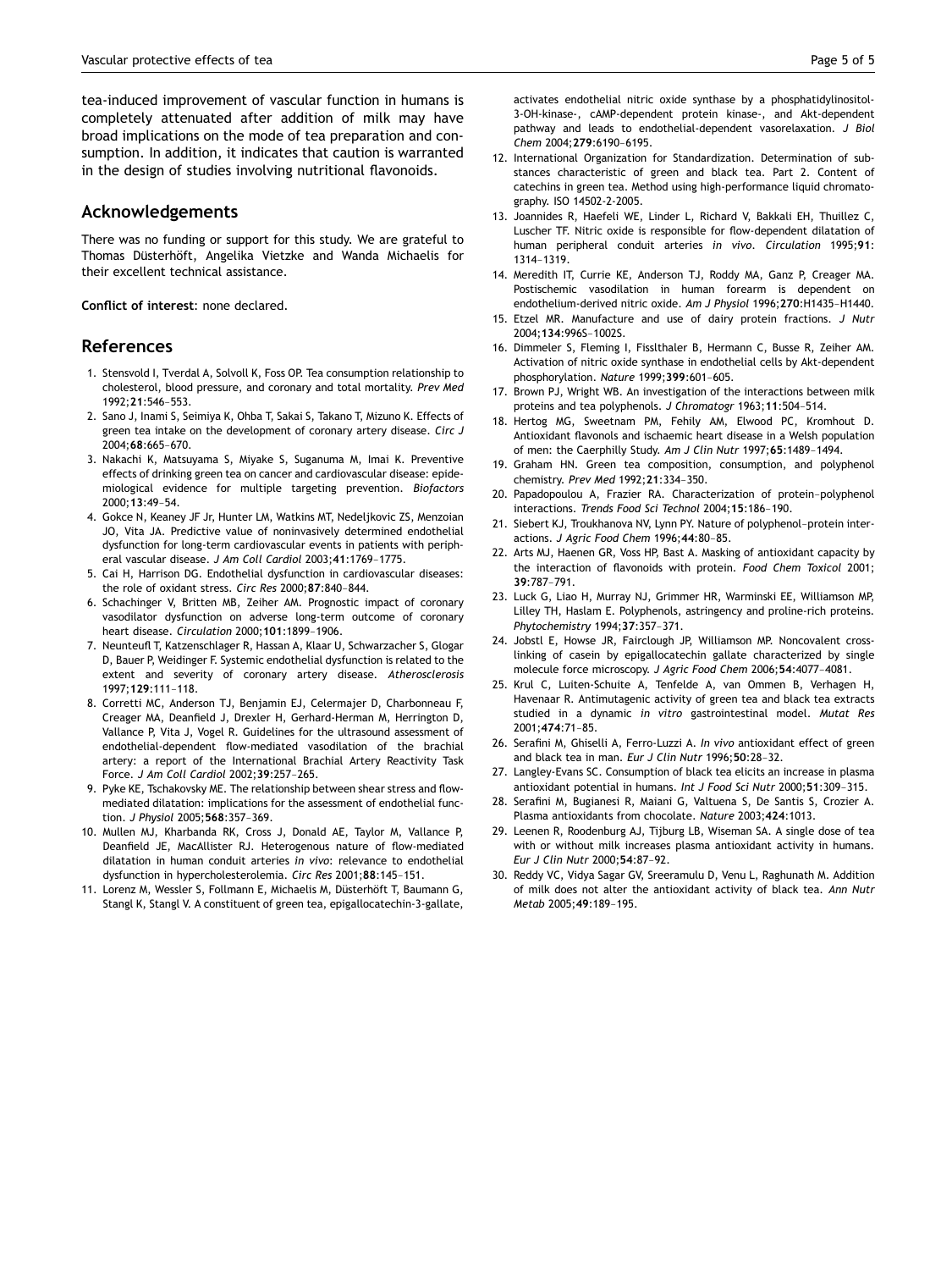tea-induced improvement of vascular function in humans is completely attenuated after addition of milk may have broad implications on the mode of tea preparation and consumption. In addition, it indicates that caution is warranted in the design of studies involving nutritional flavonoids.

## Acknowledgements

There was no funding or support for this study. We are grateful to Thomas Düsterhöft, Angelika Vietzke and Wanda Michaelis for their excellent technical assistance.

**Conflict of interest**: none declared.

## References

1. Stensvold I, Tverdal A, Solvoll K, Foss OP. Tea consumption relationship to cholesterol, blood pressure, and coronary and total mortality. *Prev Med* 1992;**21**:546–553.
2. Sano J, Inami S, Seimiya K, Ohba T, Sakai S, Takano T, Mizuno K. Effects of green tea intake on the development of coronary artery disease. *Circ J* 2004;**68**:665–670.
3. Nakachi K, Matsuyama S, Miyake S, Suganuma M, Imai K. Preventive effects of drinking green tea on cancer and cardiovascular disease: epidemiological evidence for multiple targeting prevention. *Biofactors* 2000;**13**:49–54.
4. Gokce N, Keaney JF Jr, Hunter LM, Watkins MT, Nedeljkovic ZS, Menzoian JO, Vita JA. Predictive value of noninvasively determined endothelial dysfunction for long-term cardiovascular events in patients with peripheral vascular disease. *J Am Coll Cardiol* 2003;**41**:1769–1775.
5. Cai H, Harrison DG. Endothelial dysfunction in cardiovascular diseases: the role of oxidant stress. *Circ Res* 2000;**87**:840–844.
6. Schachinger V, Britten MB, Zeiher AM. Prognostic impact of coronary vasodilator dysfunction on adverse long-term outcome of coronary heart disease. *Circulation* 2000;**101**:1899–1906.
7. Neunteufl T, Katzenschlager R, Hassan A, Klaar U, Schwarzacher S, Glogar D, Bauer P, Weidinger F. Systemic endothelial dysfunction is related to the extent and severity of coronary artery disease. *Atherosclerosis* 1997;**129**:111–118.
8. Corretti MC, Anderson TJ, Benjamin EJ, Celermajer D, Charbonneau F, Creager MA, Deanfield J, Drexler H, Gerhard-Herman M, Herrington D, Vallance P, Vita J, Vogel R. Guidelines for the ultrasound assessment of endothelial-dependent flow-mediated vasodilation of the brachial artery: a report of the International Brachial Artery Reactivity Task Force. *J Am Coll Cardiol* 2002;**39**:257–265.
9. Pyke KE, Tschakovsky ME. The relationship between shear stress and flow-mediated dilatation: implications for the assessment of endothelial function. *J Physiol* 2005;**568**:357–369.
10. Mullen MJ, Kharbanda RK, Cross J, Donald AE, Taylor M, Vallance P, Deanfield JE, MacAllister RJ. Heterogenous nature of flow-mediated dilatation in human conduit arteries *in vivo*: relevance to endothelial dysfunction in hypercholesterolemia. *Circ Res* 2001;**88**:145–151.
11. Lorenz M, Wessler S, Follmann E, Michaelis M, Düsterhöft T, Baumann G, Stangl K, Stangl V. A constituent of green tea, epigallocatechin-3-gallate, activates endothelial nitric oxide synthase by a phosphatidylinositol-3-OH-kinase-, cAMP-dependent protein kinase-, and Akt-dependent pathway and leads to endothelial-dependent vasorelaxation. *J Biol Chem* 2004;**279**:6190–6195.
12. International Organization for Standardization. Determination of substances characteristic of green and black tea. Part 2. Content of catechins in green tea. Method using high-performance liquid chromatography. ISO 14502-2-2005.
13. Joannides R, Haefeli WE, Linder L, Richard V, Bakkali EH, Thuillez C, Luscher TF. Nitric oxide is responsible for flow-dependent dilatation of human peripheral conduit arteries *in vivo*. *Circulation* 1995;**91**:1314–1319.
14. Meredith IT, Currie KE, Anderson TJ, Roddy MA, Ganz P, Creager MA. Postischemic vasodilation in human forearm is dependent on endothelium-derived nitric oxide. *Am J Physiol* 1996;**270**:H1435–H1440.
15. Etzel MR. Manufacture and use of dairy protein fractions. *J Nutr* 2004;**134**:996S–1002S.
16. Dimmeler S, Fleming I, Fisslthaler B, Hermann C, Busse R, Zeiher AM. Activation of nitric oxide synthase in endothelial cells by Akt-dependent phosphorylation. *Nature* 1999;**399**:601–605.
17. Brown PJ, Wright WB. An investigation of the interactions between milk proteins and tea polyphenols. *J Chromatogr* 1963;**11**:504–514.
18. Hertog MG, Sweetnam PM, Fehily AM, Elwood PC, Kromhout D. Antioxidant flavonols and ischaemic heart disease in a Welsh population of men: the Caerphilly Study. *Am J Clin Nutr* 1997;**65**:1489–1494.
19. Graham HN. Green tea composition, consumption, and polyphenol chemistry. *Prev Med* 1992;**21**:334–350.
20. Papadopoulou A, Frazier RA. Characterization of protein–polyphenol interactions. *Trends Food Sci Technol* 2004;**15**:186–190.
21. Siebert KJ, Troukhanova NV, Lynn PY. Nature of polyphenol–protein interactions. *J Agric Food Chem* 1996;**44**:80–85.
22. Arts MJ, Haenen GR, Voss HP, Bast A. Masking of antioxidant capacity by the interaction of flavonoids with protein. *Food Chem Toxicol* 2001;**39**:787–791.
23. Luck G, Liao H, Murray NJ, Grimmer HR, Warminski EE, Williamson MP, Lilley TH, Haslam E. Polyphenols, astringency and proline-rich proteins. *Phytochemistry* 1994;**37**:357–371.
24. Jobstl E, Howse JR, Fairclough JP, Williamson MP. Noncovalent cross-linking of casein by epigallocatechin gallate characterized by single molecule force microscopy. *J Agric Food Chem* 2006;**54**:4077–4081.
25. Krul C, Luiten-Schuite A, Tenfelde A, van Ommen B, Verhagen H, Havenaar R. Antimutagenic activity of green tea and black tea extracts studied in a dynamic *in vitro* gastrointestinal model. *Mutat Res* 2001;**474**:71–85.
26. Serafini M, Ghiselli A, Ferro-Luzzi A. *In vivo* antioxidant effect of green and black tea in man. *Eur J Clin Nutr* 1996;**50**:28–32.
27. Langley-Evans SC. Consumption of black tea elicits an increase in plasma antioxidant potential in humans. *Int J Food Sci Nutr* 2000;**51**:309–315.
28. Serafini M, Bugianesi R, Maiani G, Valtuena S, De Santis S, Crozier A. Plasma antioxidants from chocolate. *Nature* 2003;**424**:1013.
29. Leenen R, Roodenburg AJ, Tijburg LB, Wiseman SA. A single dose of tea with or without milk increases plasma antioxidant activity in humans. *Eur J Clin Nutr* 2000;**54**:87–92.
30. Reddy VC, Vidya Sagar GV, Sreeramulu D, Venu L, Raghunath M. Addition of milk does not alter the antioxidant activity of black tea. *Ann Nutr Metab* 2005;**49**:189–195.